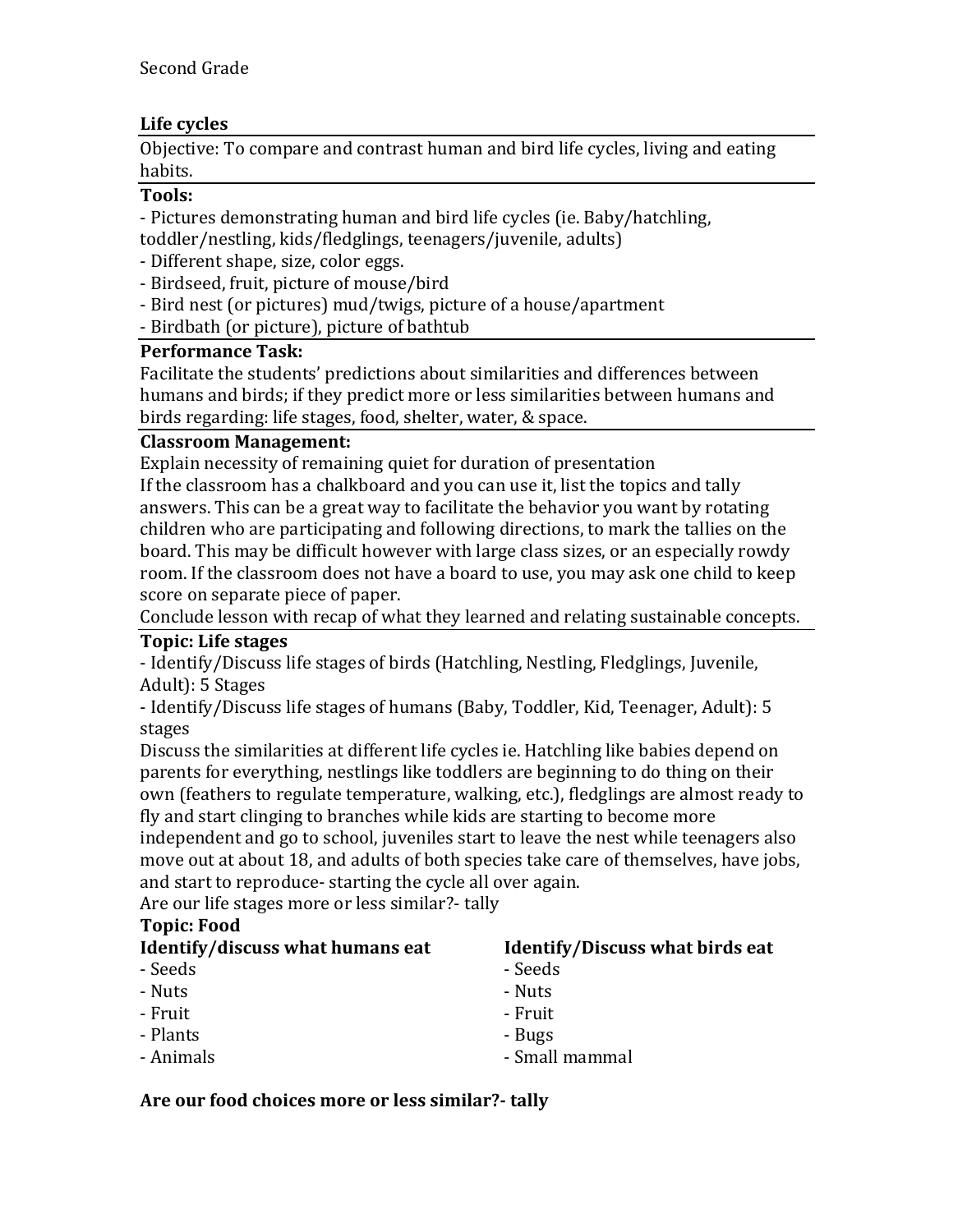Second Grade

## Life cycles

Objective: To compare and contrast human and bird life cycles, living and eating habits.

**Tools:**

- Pictures demonstrating human and bird life cycles (ie. Baby/hatchling, toddler/nestling, kids/fledglings, teenagers/juvenile, adults)
- Different shape, size, color eggs.
- Birdseed, fruit, picture of mouse/bird
- Bird nest (or pictures) mud/twigs, picture of a house/apartment
- Birdbath (or picture), picture of bathtub

**Performance Task:**

Facilitate the students' predictions about similarities and differences between humans and birds; if they predict more or less similarities between humans and birds regarding: life stages, food, shelter, water, & space.

**Classroom Management:**

Explain necessity of remaining quiet for duration of presentation

If the classroom has a chalkboard and you can use it, list the topics and tally answers. This can be a great way to facilitate the behavior you want by rotating children who are participating and following directions, to mark the tallies on the board. This may be difficult however with large class sizes, or an especially rowdy room. If the classroom does not have a board to use, you may ask one child to keep score on separate piece of paper.

Conclude lesson with recap of what they learned and relating sustainable concepts.

**Topic: Life stages**

- Identify/Discuss life stages of birds (Hatchling, Nestling, Fledglings, Juvenile, Adult): 5 Stages
- Identify/Discuss life stages of humans (Baby, Toddler, Kid, Teenager, Adult): 5 stages

Discuss the similarities at different life cycles ie. Hatchling like babies depend on parents for everything, nestlings like toddlers are beginning to do thing on their own (feathers to regulate temperature, walking, etc.), fledglings are almost ready to fly and start clinging to branches while kids are starting to become more independent and go to school, juveniles start to leave the nest while teenagers also move out at about 18, and adults of both species take care of themselves, have jobs, and start to reproduce- starting the cycle all over again.

Are our life stages more or less similar?- tally

**Topic: Food**

**Identify/discuss what humans eat**

- Seeds
- Nuts
- Fruit
- Plants
- Animals

**Identify/Discuss what birds eat**

- Seeds
- Nuts
- Fruit
- Bugs
- Small mammal

**Are our food choices more or less similar?- tally**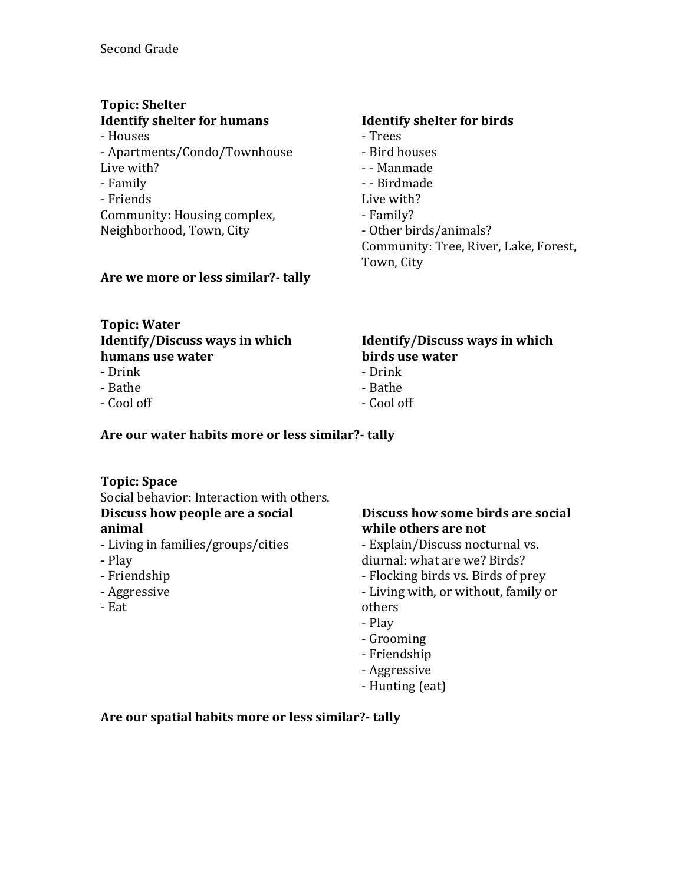Second Grade

**Topic: Shelter**

**Identify shelter for humans**
- Houses
- Apartments/Condo/Townhouse

Live with?
- Family
- Friends

Community: Housing complex, Neighborhood, Town, City

**Identify shelter for birds**
- Trees
- Bird houses
- - Manmade
- - Birdmade

Live with?
- Family?
- Other birds/animals?

Community: Tree, River, Lake, Forest, Town, City

**Are we more or less similar?- tally**

**Topic: Water**

**Identify/Discuss ways in which humans use water**
- Drink
- Bathe
- Cool off

**Identify/Discuss ways in which birds use water**
- Drink
- Bathe
- Cool off

**Are our water habits more or less similar?- tally**

**Topic: Space**

Social behavior: Interaction with others.

**Discuss how people are a social animal**
- Living in families/groups/cities
- Play
- Friendship
- Aggressive
- Eat

**Discuss how some birds are social while others are not**
- Explain/Discuss nocturnal vs. diurnal: what are we? Birds?
- Flocking birds vs. Birds of prey
- Living with, or without, family or others
- Play
- Grooming
- Friendship
- Aggressive
- Hunting (eat)

**Are our spatial habits more or less similar?- tally**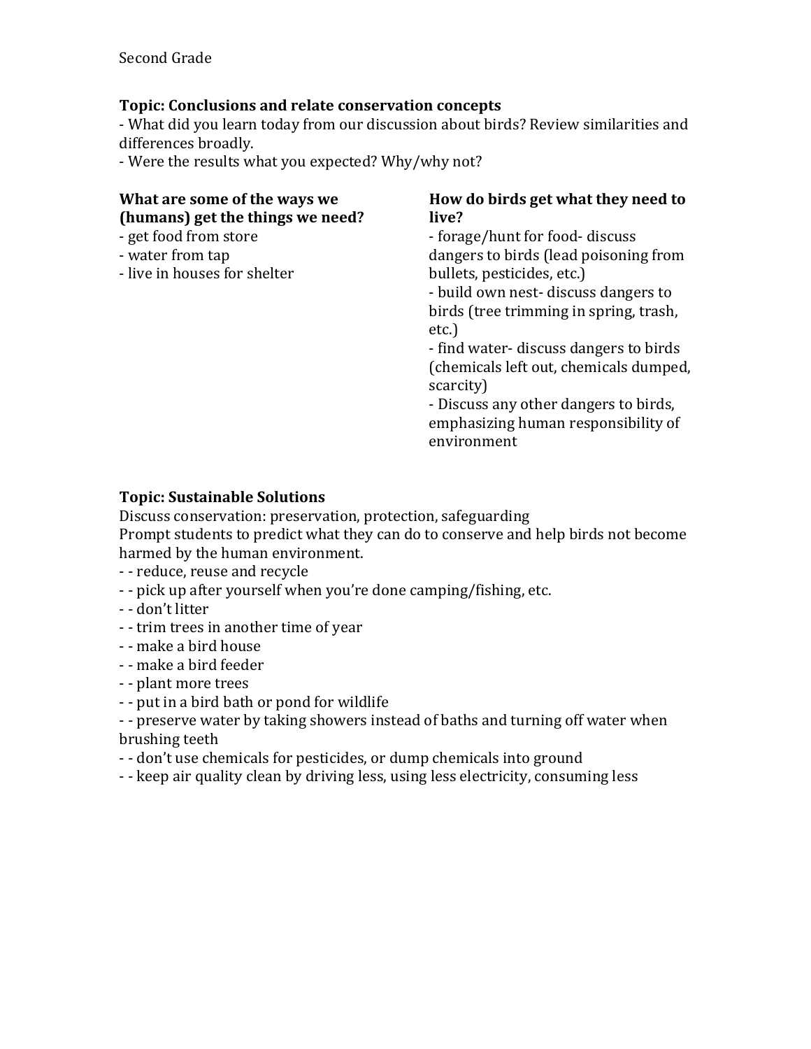Second Grade

**Topic: Conclusions and relate conservation concepts**

- What did you learn today from our discussion about birds? Review similarities and differences broadly.
- Were the results what you expected? Why/why not?

**What are some of the ways we (humans) get the things we need?**

- get food from store
- water from tap
- live in houses for shelter

**How do birds get what they need to live?**

- forage/hunt for food- discuss dangers to birds (lead poisoning from bullets, pesticides, etc.)
- build own nest- discuss dangers to birds (tree trimming in spring, trash, etc.)
- find water- discuss dangers to birds (chemicals left out, chemicals dumped, scarcity)
- Discuss any other dangers to birds, emphasizing human responsibility of environment

**Topic: Sustainable Solutions**

Discuss conservation: preservation, protection, safeguarding

Prompt students to predict what they can do to conserve and help birds not become harmed by the human environment.

- - reduce, reuse and recycle
- - pick up after yourself when you're done camping/fishing, etc.
- - don't litter
- - trim trees in another time of year
- - make a bird house
- - make a bird feeder
- - plant more trees
- - put in a bird bath or pond for wildlife
- - preserve water by taking showers instead of baths and turning off water when brushing teeth
- - don't use chemicals for pesticides, or dump chemicals into ground
- - keep air quality clean by driving less, using less electricity, consuming less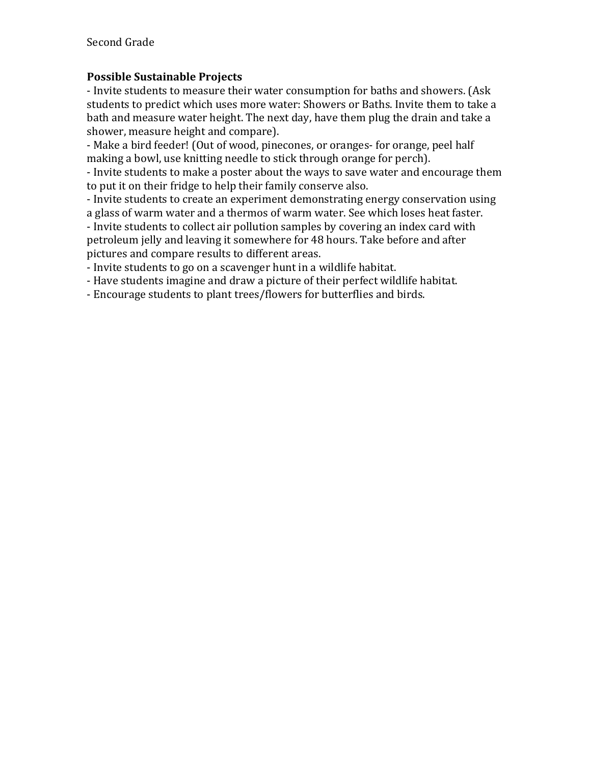Second Grade

**Possible Sustainable Projects**

- Invite students to measure their water consumption for baths and showers. (Ask students to predict which uses more water: Showers or Baths. Invite them to take a bath and measure water height. The next day, have them plug the drain and take a shower, measure height and compare).
- Make a bird feeder! (Out of wood, pinecones, or oranges- for orange, peel half making a bowl, use knitting needle to stick through orange for perch).
- Invite students to make a poster about the ways to save water and encourage them to put it on their fridge to help their family conserve also.
- Invite students to create an experiment demonstrating energy conservation using a glass of warm water and a thermos of warm water. See which loses heat faster.
- Invite students to collect air pollution samples by covering an index card with petroleum jelly and leaving it somewhere for 48 hours. Take before and after pictures and compare results to different areas.
- Invite students to go on a scavenger hunt in a wildlife habitat.
- Have students imagine and draw a picture of their perfect wildlife habitat.
- Encourage students to plant trees/flowers for butterflies and birds.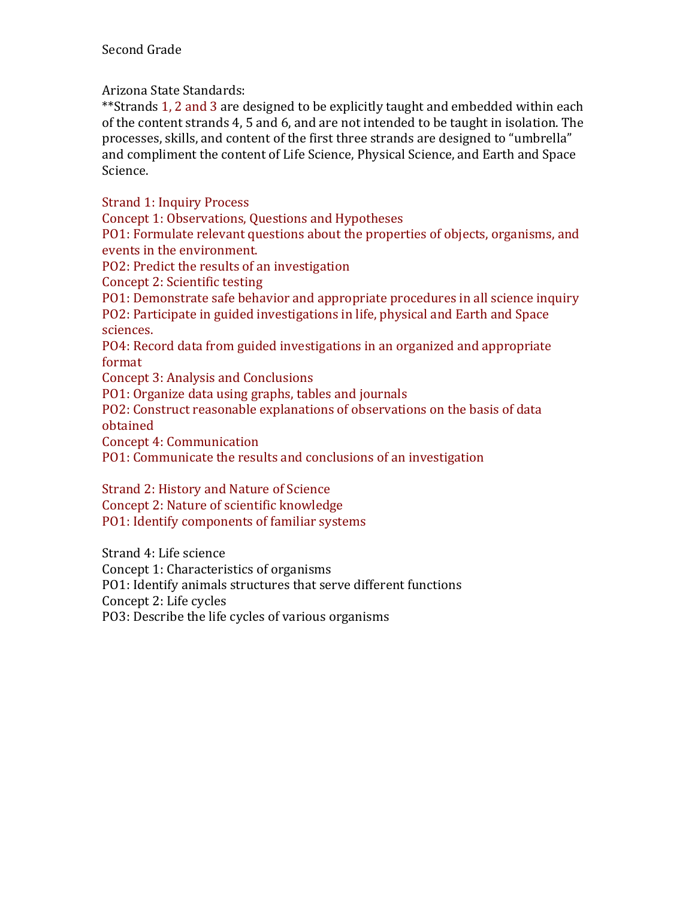Second Grade

Arizona State Standards:

**Strands 1, 2 and 3 are designed to be explicitly taught and embedded within each of the content strands 4, 5 and 6, and are not intended to be taught in isolation. The processes, skills, and content of the first three strands are designed to "umbrella" and compliment the content of Life Science, Physical Science, and Earth and Space Science.

Strand 1: Inquiry Process  
Concept 1: Observations, Questions and Hypotheses  
PO1: Formulate relevant questions about the properties of objects, organisms, and events in the environment.  
PO2: Predict the results of an investigation  
Concept 2: Scientific testing  
PO1: Demonstrate safe behavior and appropriate procedures in all science inquiry  
PO2: Participate in guided investigations in life, physical and Earth and Space sciences.  
PO4: Record data from guided investigations in an organized and appropriate format  
Concept 3: Analysis and Conclusions  
PO1: Organize data using graphs, tables and journals  
PO2: Construct reasonable explanations of observations on the basis of data obtained  
Concept 4: Communication  
PO1: Communicate the results and conclusions of an investigation

Strand 2: History and Nature of Science  
Concept 2: Nature of scientific knowledge  
PO1: Identify components of familiar systems

Strand 4: Life science  
Concept 1: Characteristics of organisms  
PO1: Identify animals structures that serve different functions  
Concept 2: Life cycles  
PO3: Describe the life cycles of various organisms